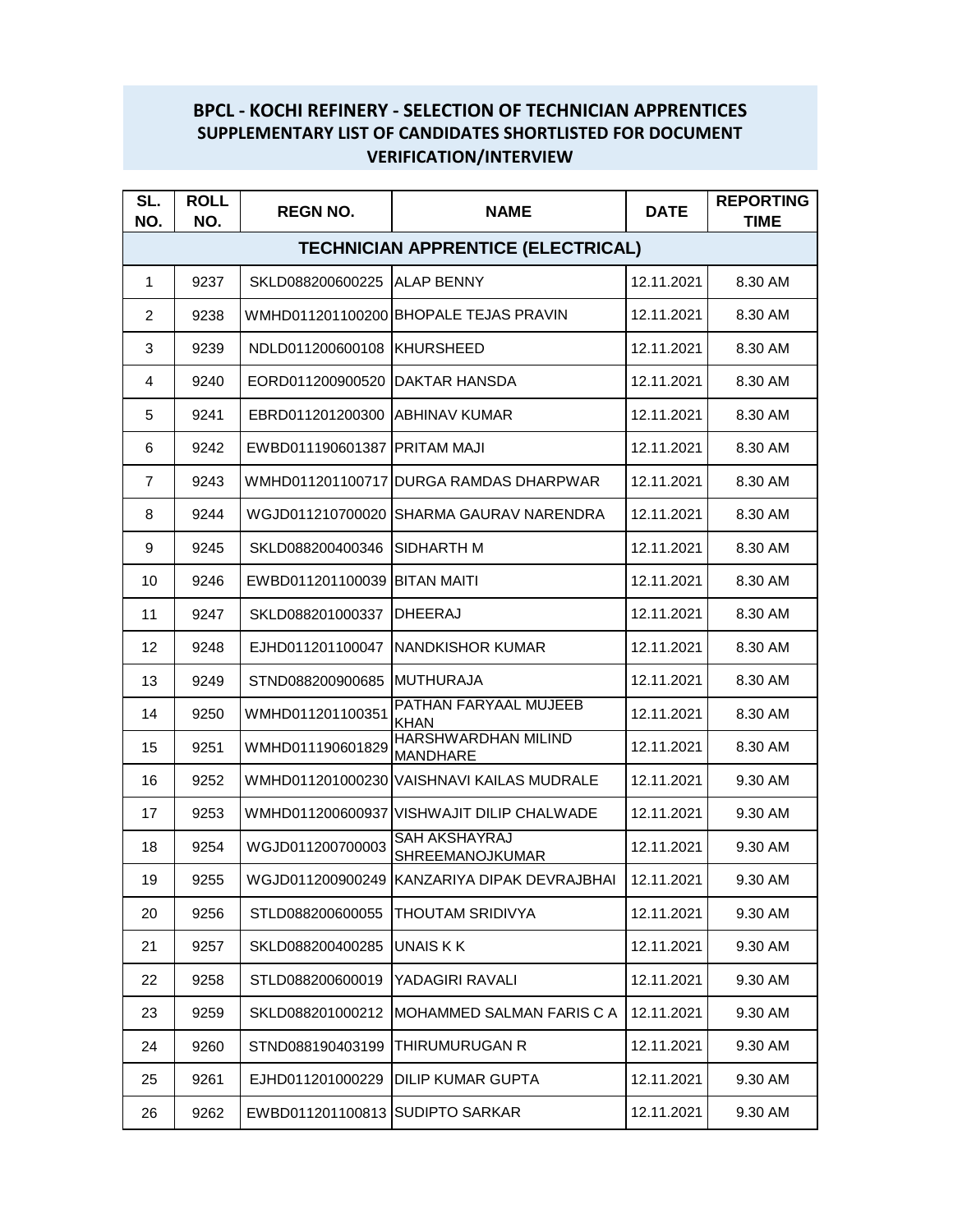# BPCL - KOCHI REFINERY - SELECTION OF TECHNICIAN APPRENTICES

## SUPPLEMENTARY LIST OF CANDIDATES SHORTLISTED FOR DOCUMENT VERIFICATION/INTERVIEW

| SL. NO. | ROLL NO. | REGN NO. | NAME | DATE | REPORTING TIME |
|---|---|---|---|---|---|
| **TECHNICIAN APPRENTICE (ELECTRICAL)** | | | | | |
| 1 | 9237 | SKLD088200600225 | ALAP BENNY | 12.11.2021 | 8.30 AM |
| 2 | 9238 | WMHD011201100200 | BHOPALE TEJAS PRAVIN | 12.11.2021 | 8.30 AM |
| 3 | 9239 | NDLD011200600108 | KHURSHEED | 12.11.2021 | 8.30 AM |
| 4 | 9240 | EORD011200900520 | DAKTAR HANSDA | 12.11.2021 | 8.30 AM |
| 5 | 9241 | EBRD011201200300 | ABHINAV KUMAR | 12.11.2021 | 8.30 AM |
| 6 | 9242 | EWBD011190601387 | PRITAM MAJI | 12.11.2021 | 8.30 AM |
| 7 | 9243 | WMHD011201100717 | DURGA RAMDAS DHARPWAR | 12.11.2021 | 8.30 AM |
| 8 | 9244 | WGJD011210700020 | SHARMA GAURAV NARENDRA | 12.11.2021 | 8.30 AM |
| 9 | 9245 | SKLD088200400346 | SIDHARTH M | 12.11.2021 | 8.30 AM |
| 10 | 9246 | EWBD011201100039 | BITAN MAITI | 12.11.2021 | 8.30 AM |
| 11 | 9247 | SKLD088201000337 | DHEERAJ | 12.11.2021 | 8.30 AM |
| 12 | 9248 | EJHD011201100047 | NANDKISHOR KUMAR | 12.11.2021 | 8.30 AM |
| 13 | 9249 | STND088200900685 | MUTHURAJA | 12.11.2021 | 8.30 AM |
| 14 | 9250 | WMHD011201100351 | PATHAN FARYAAL MUJEEB KHAN | 12.11.2021 | 8.30 AM |
| 15 | 9251 | WMHD011190601829 | HARSHWARDHAN MILIND MANDHARE | 12.11.2021 | 8.30 AM |
| 16 | 9252 | WMHD011201000230 | VAISHNAVI KAILAS MUDRALE | 12.11.2021 | 9.30 AM |
| 17 | 9253 | WMHD011200600937 | VISHWAJIT DILIP CHALWADE | 12.11.2021 | 9.30 AM |
| 18 | 9254 | WGJD011200700003 | SAH AKSHAYRAJ SHREEMANOJKUMAR | 12.11.2021 | 9.30 AM |
| 19 | 9255 | WGJD011200900249 | KANZARIYA DIPAK DEVRAJBHAI | 12.11.2021 | 9.30 AM |
| 20 | 9256 | STLD088200600055 | THOUTAM SRIDIVYA | 12.11.2021 | 9.30 AM |
| 21 | 9257 | SKLD088200400285 | UNAIS K K | 12.11.2021 | 9.30 AM |
| 22 | 9258 | STLD088200600019 | YADAGIRI RAVALI | 12.11.2021 | 9.30 AM |
| 23 | 9259 | SKLD088201000212 | MOHAMMED SALMAN FARIS C A | 12.11.2021 | 9.30 AM |
| 24 | 9260 | STND088190403199 | THIRUMURUGAN R | 12.11.2021 | 9.30 AM |
| 25 | 9261 | EJHD011201000229 | DILIP KUMAR GUPTA | 12.11.2021 | 9.30 AM |
| 26 | 9262 | EWBD011201100813 | SUDIPTO SARKAR | 12.11.2021 | 9.30 AM |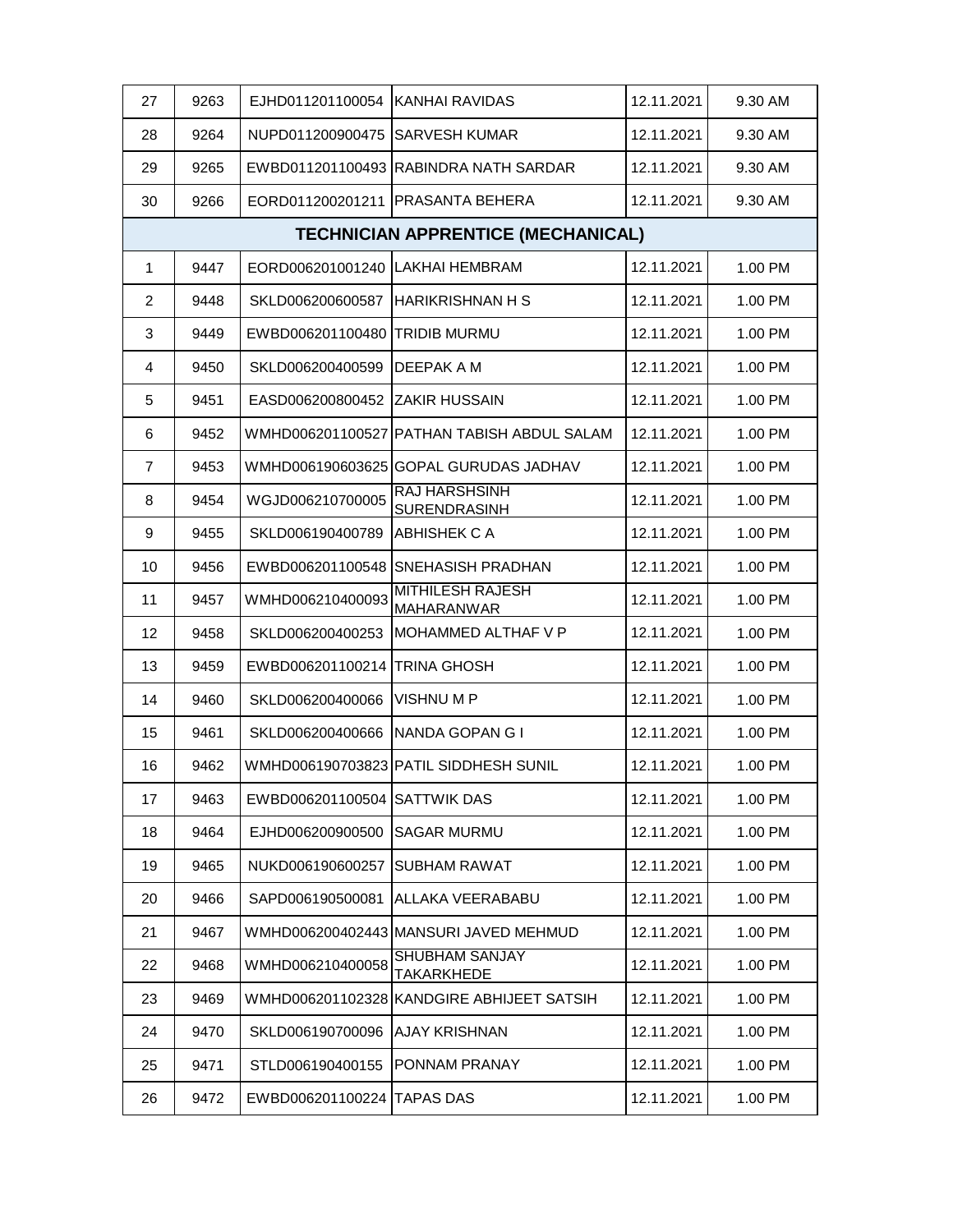| | | | | | |
|---|---|---|---|---|---|
| 27 | 9263 | EJHD011201100054 | KANHAI RAVIDAS | 12.11.2021 | 9.30 AM |
| 28 | 9264 | NUPD011200900475 | SARVESH KUMAR | 12.11.2021 | 9.30 AM |
| 29 | 9265 | EWBD011201100493 | RABINDRA NATH SARDAR | 12.11.2021 | 9.30 AM |
| 30 | 9266 | EORD011200201211 | PRASANTA BEHERA | 12.11.2021 | 9.30 AM |
| **TECHNICIAN APPRENTICE (MECHANICAL)** | | | | | |
| 1 | 9447 | EORD006201001240 | LAKHAI HEMBRAM | 12.11.2021 | 1.00 PM |
| 2 | 9448 | SKLD006200600587 | HARIKRISHNAN H S | 12.11.2021 | 1.00 PM |
| 3 | 9449 | EWBD006201100480 | TRIDIB MURMU | 12.11.2021 | 1.00 PM |
| 4 | 9450 | SKLD006200400599 | DEEPAK A M | 12.11.2021 | 1.00 PM |
| 5 | 9451 | EASD006200800452 | ZAKIR HUSSAIN | 12.11.2021 | 1.00 PM |
| 6 | 9452 | WMHD006201100527 | PATHAN TABISH ABDUL SALAM | 12.11.2021 | 1.00 PM |
| 7 | 9453 | WMHD006190603625 | GOPAL GURUDAS JADHAV | 12.11.2021 | 1.00 PM |
| 8 | 9454 | WGJD006210700005 | RAJ HARSHSINH SURENDRASINH | 12.11.2021 | 1.00 PM |
| 9 | 9455 | SKLD006190400789 | ABHISHEK C A | 12.11.2021 | 1.00 PM |
| 10 | 9456 | EWBD006201100548 | SNEHASISH PRADHAN | 12.11.2021 | 1.00 PM |
| 11 | 9457 | WMHD006210400093 | MITHILESH RAJESH MAHARANWAR | 12.11.2021 | 1.00 PM |
| 12 | 9458 | SKLD006200400253 | MOHAMMED ALTHAF V P | 12.11.2021 | 1.00 PM |
| 13 | 9459 | EWBD006201100214 | TRINA GHOSH | 12.11.2021 | 1.00 PM |
| 14 | 9460 | SKLD006200400066 | VISHNU M P | 12.11.2021 | 1.00 PM |
| 15 | 9461 | SKLD006200400666 | NANDA GOPAN G I | 12.11.2021 | 1.00 PM |
| 16 | 9462 | WMHD006190703823 | PATIL SIDDHESH SUNIL | 12.11.2021 | 1.00 PM |
| 17 | 9463 | EWBD006201100504 | SATTWIK DAS | 12.11.2021 | 1.00 PM |
| 18 | 9464 | EJHD006200900500 | SAGAR MURMU | 12.11.2021 | 1.00 PM |
| 19 | 9465 | NUKD006190600257 | SUBHAM RAWAT | 12.11.2021 | 1.00 PM |
| 20 | 9466 | SAPD006190500081 | ALLAKA VEERABABU | 12.11.2021 | 1.00 PM |
| 21 | 9467 | WMHD006200402443 | MANSURI JAVED MEHMUD | 12.11.2021 | 1.00 PM |
| 22 | 9468 | WMHD006210400058 | SHUBHAM SANJAY TAKARKHEDE | 12.11.2021 | 1.00 PM |
| 23 | 9469 | WMHD006201102328 | KANDGIRE ABHIJEET SATSIH | 12.11.2021 | 1.00 PM |
| 24 | 9470 | SKLD006190700096 | AJAY KRISHNAN | 12.11.2021 | 1.00 PM |
| 25 | 9471 | STLD006190400155 | PONNAM PRANAY | 12.11.2021 | 1.00 PM |
| 26 | 9472 | EWBD006201100224 | TAPAS DAS | 12.11.2021 | 1.00 PM |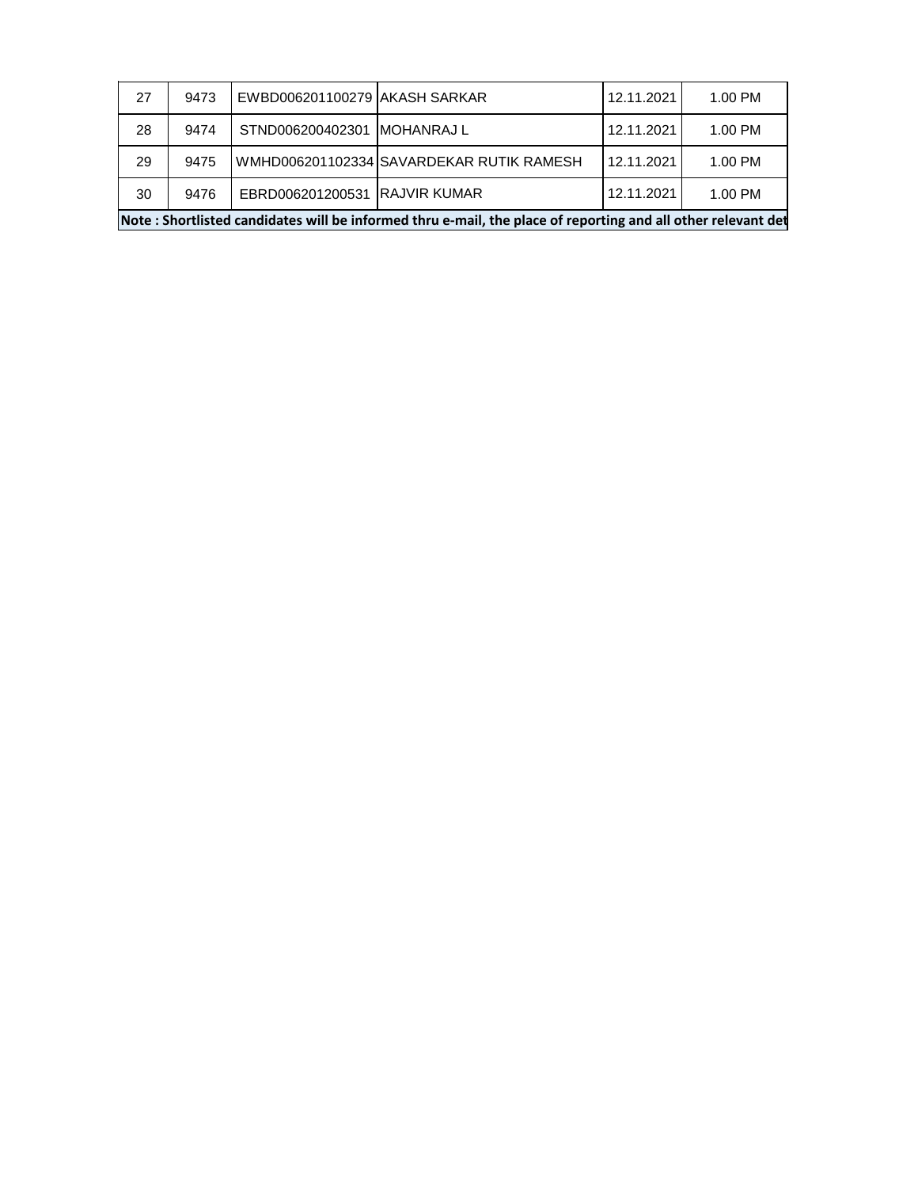| | | | | | |
|---|---|---|---|---|---|
| 27 | 9473 | EWBD006201100279 | AKASH SARKAR | 12.11.2021 | 1.00 PM |
| 28 | 9474 | STND006200402301 | MOHANRAJ L | 12.11.2021 | 1.00 PM |
| 29 | 9475 | WMHD006201102334 | SAVARDEKAR RUTIK RAMESH | 12.11.2021 | 1.00 PM |
| 30 | 9476 | EBRD006201200531 | RAJVIR KUMAR | 12.11.2021 | 1.00 PM |

**Note : Shortlisted candidates will be informed thru e-mail, the place of reporting and all other relevant det**